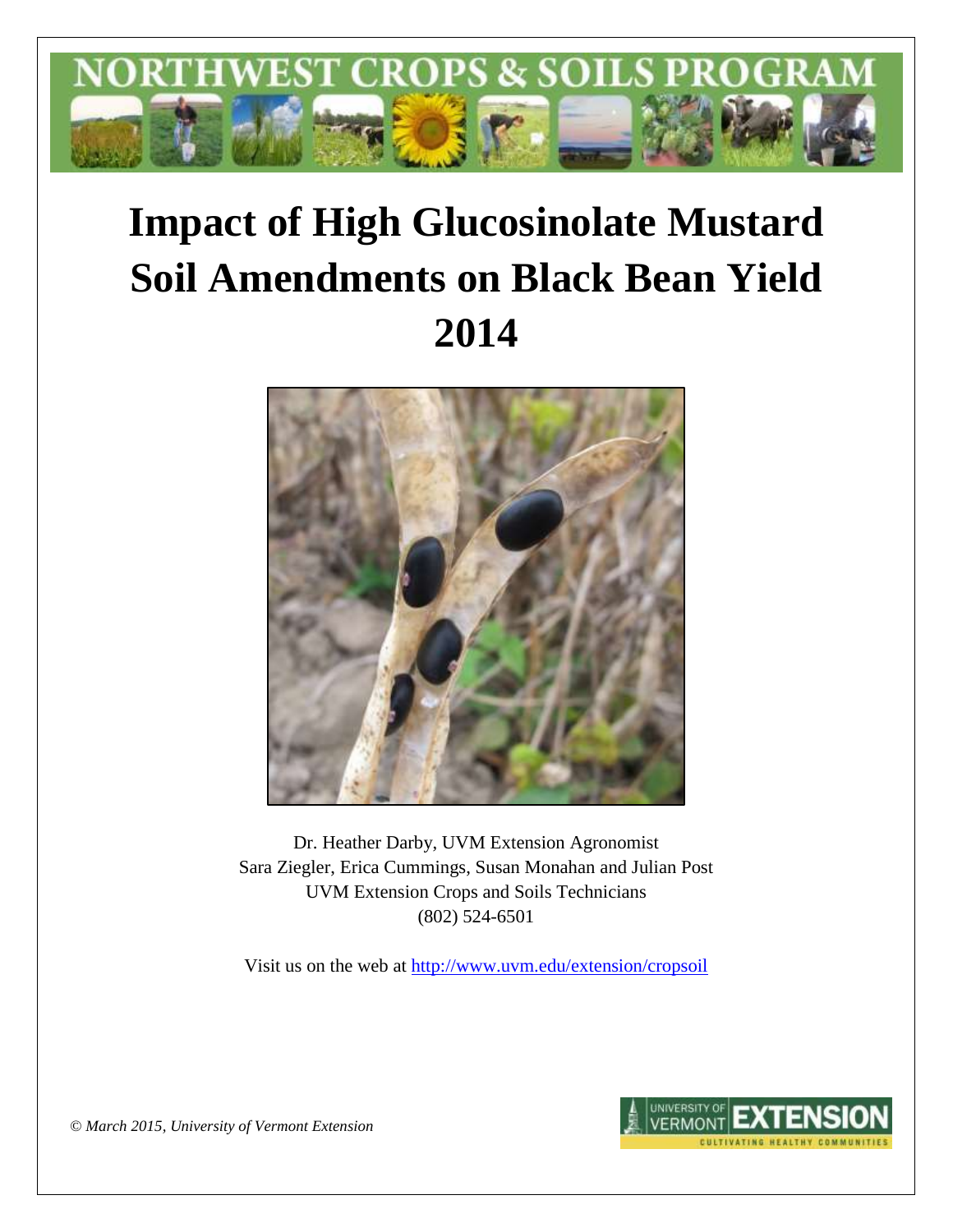# NORTHWEST CROPS & SOILS PROGRAM

# Impact of High Glucosinolate Mustard Soil Amendments on Black Bean Yield 2014

Dr. Heather Darby, UVM Extension Agronomist
Sara Ziegler, Erica Cummings, Susan Monahan and Julian Post
UVM Extension Crops and Soils Technicians
(802) 524-6501

Visit us on the web at http://www.uvm.edu/extension/cropsoil

*© March 2015, University of Vermont Extension*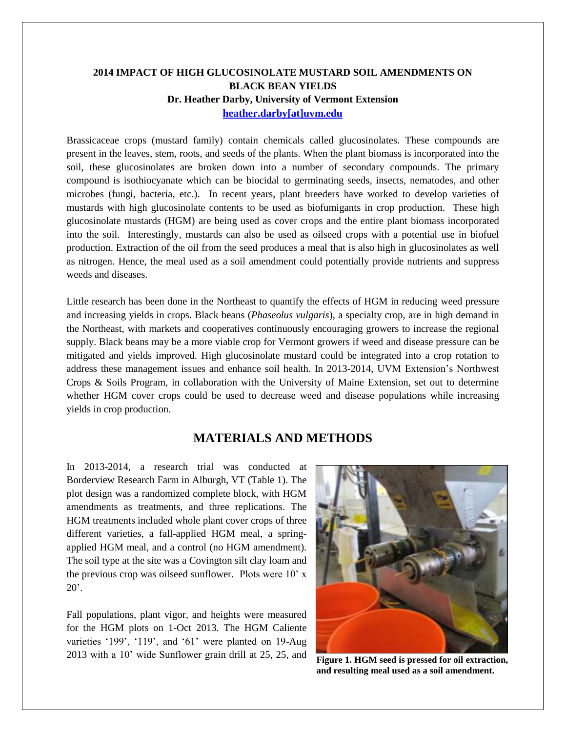# 2014 IMPACT OF HIGH GLUCOSINOLATE MUSTARD SOIL AMENDMENTS ON BLACK BEAN YIELDS

**Dr. Heather Darby, University of Vermont Extension**

**heather.darby[at]uvm.edu**

Brassicaceae crops (mustard family) contain chemicals called glucosinolates. These compounds are present in the leaves, stem, roots, and seeds of the plants. When the plant biomass is incorporated into the soil, these glucosinolates are broken down into a number of secondary compounds. The primary compound is isothiocyanate which can be biocidal to germinating seeds, insects, nematodes, and other microbes (fungi, bacteria, etc.). In recent years, plant breeders have worked to develop varieties of mustards with high glucosinolate contents to be used as biofumigants in crop production. These high glucosinolate mustards (HGM) are being used as cover crops and the entire plant biomass incorporated into the soil. Interestingly, mustards can also be used as oilseed crops with a potential use in biofuel production. Extraction of the oil from the seed produces a meal that is also high in glucosinolates as well as nitrogen. Hence, the meal used as a soil amendment could potentially provide nutrients and suppress weeds and diseases.

Little research has been done in the Northeast to quantify the effects of HGM in reducing weed pressure and increasing yields in crops. Black beans (*Phaseolus vulgaris*), a specialty crop, are in high demand in the Northeast, with markets and cooperatives continuously encouraging growers to increase the regional supply. Black beans may be a more viable crop for Vermont growers if weed and disease pressure can be mitigated and yields improved. High glucosinolate mustard could be integrated into a crop rotation to address these management issues and enhance soil health. In 2013-2014, UVM Extension's Northwest Crops & Soils Program, in collaboration with the University of Maine Extension, set out to determine whether HGM cover crops could be used to decrease weed and disease populations while increasing yields in crop production.

## MATERIALS AND METHODS

In 2013-2014, a research trial was conducted at Borderview Research Farm in Alburgh, VT (Table 1). The plot design was a randomized complete block, with HGM amendments as treatments, and three replications. The HGM treatments included whole plant cover crops of three different varieties, a fall-applied HGM meal, a spring-applied HGM meal, and a control (no HGM amendment). The soil type at the site was a Covington silt clay loam and the previous crop was oilseed sunflower. Plots were 10' x 20'.

Fall populations, plant vigor, and heights were measured for the HGM plots on 1-Oct 2013. The HGM Caliente varieties '199', '119', and '61' were planted on 19-Aug 2013 with a 10' wide Sunflower grain drill at 25, 25, and

**Figure 1. HGM seed is pressed for oil extraction, and resulting meal used as a soil amendment.**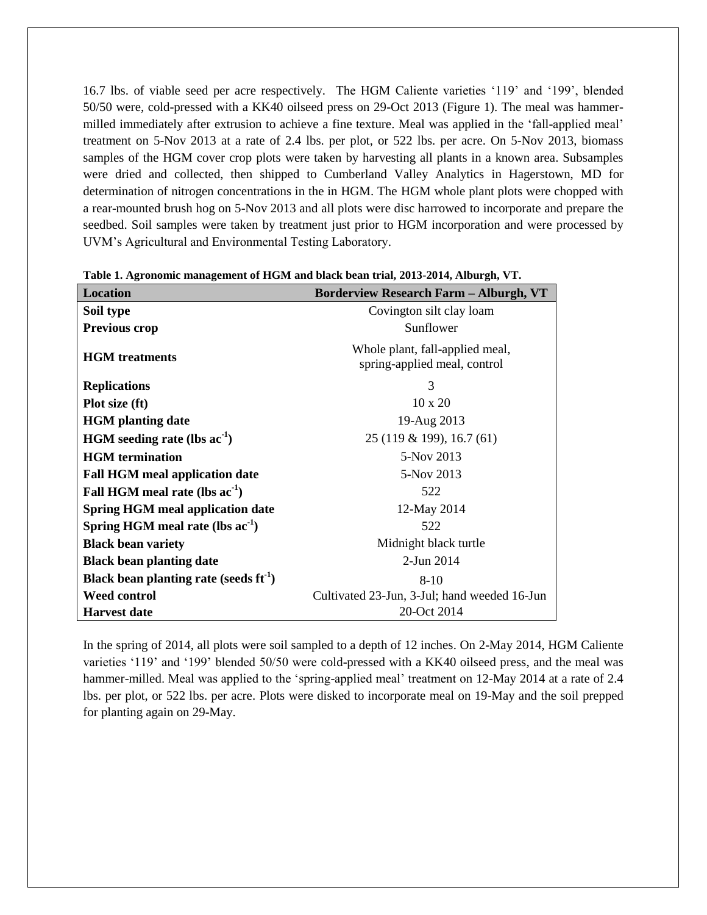16.7 lbs. of viable seed per acre respectively. The HGM Caliente varieties '119' and '199', blended 50/50 were, cold-pressed with a KK40 oilseed press on 29-Oct 2013 (Figure 1). The meal was hammer-milled immediately after extrusion to achieve a fine texture. Meal was applied in the 'fall-applied meal' treatment on 5-Nov 2013 at a rate of 2.4 lbs. per plot, or 522 lbs. per acre. On 5-Nov 2013, biomass samples of the HGM cover crop plots were taken by harvesting all plants in a known area. Subsamples were dried and collected, then shipped to Cumberland Valley Analytics in Hagerstown, MD for determination of nitrogen concentrations in the in HGM. The HGM whole plant plots were chopped with a rear-mounted brush hog on 5-Nov 2013 and all plots were disc harrowed to incorporate and prepare the seedbed. Soil samples were taken by treatment just prior to HGM incorporation and were processed by UVM's Agricultural and Environmental Testing Laboratory.

**Table 1. Agronomic management of HGM and black bean trial, 2013-2014, Alburgh, VT.**

| Location | Borderview Research Farm – Alburgh, VT |
|---|---|
| **Soil type** | Covington silt clay loam |
| **Previous crop** | Sunflower |
| **HGM treatments** | Whole plant, fall-applied meal, spring-applied meal, control |
| **Replications** | 3 |
| **Plot size (ft)** | 10 x 20 |
| **HGM planting date** | 19-Aug 2013 |
| **HGM seeding rate (lbs $ac^{-1}$)** | 25 (119 & 199), 16.7 (61) |
| **HGM termination** | 5-Nov 2013 |
| **Fall HGM meal application date** | 5-Nov 2013 |
| **Fall HGM meal rate (lbs $ac^{-1}$)** | 522 |
| **Spring HGM meal application date** | 12-May 2014 |
| **Spring HGM meal rate (lbs $ac^{-1}$)** | 522 |
| **Black bean variety** | Midnight black turtle |
| **Black bean planting date** | 2-Jun 2014 |
| **Black bean planting rate (seeds $ft^{-1}$)** | 8-10 |
| **Weed control** | Cultivated 23-Jun, 3-Jul; hand weeded 16-Jun |
| **Harvest date** | 20-Oct 2014 |

In the spring of 2014, all plots were soil sampled to a depth of 12 inches. On 2-May 2014, HGM Caliente varieties '119' and '199' blended 50/50 were cold-pressed with a KK40 oilseed press, and the meal was hammer-milled. Meal was applied to the 'spring-applied meal' treatment on 12-May 2014 at a rate of 2.4 lbs. per plot, or 522 lbs. per acre. Plots were disked to incorporate meal on 19-May and the soil prepped for planting again on 29-May.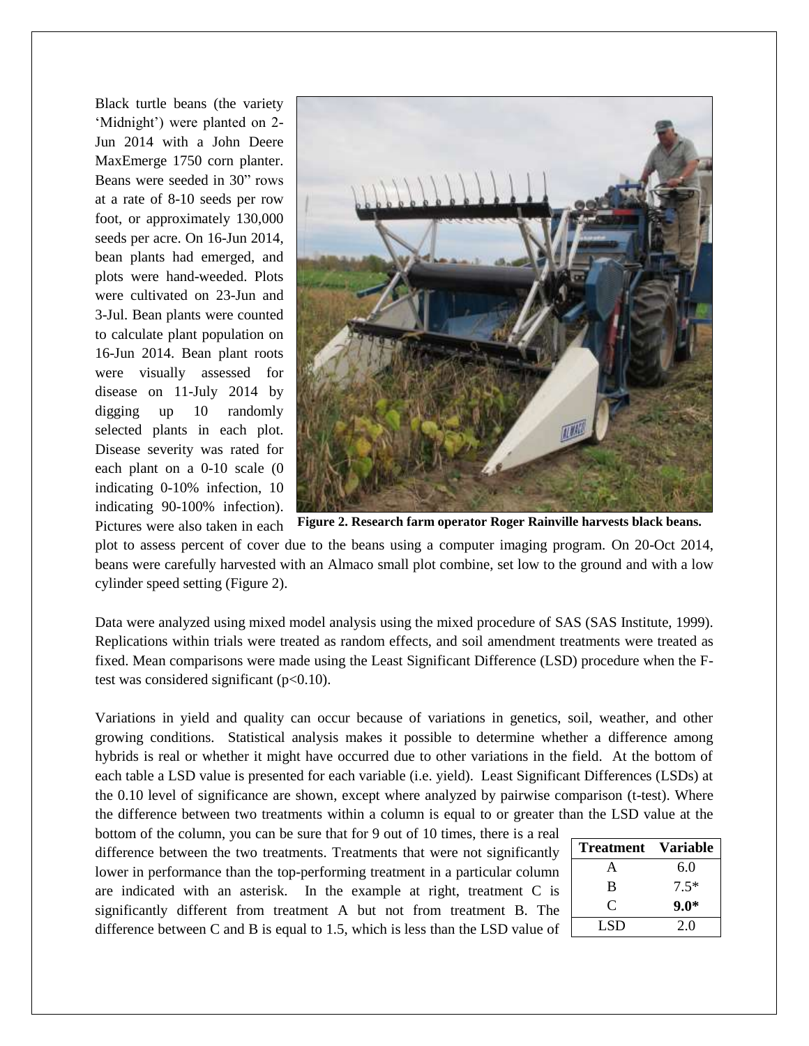Black turtle beans (the variety 'Midnight') were planted on 2-Jun 2014 with a John Deere MaxEmerge 1750 corn planter. Beans were seeded in 30" rows at a rate of 8-10 seeds per row foot, or approximately 130,000 seeds per acre. On 16-Jun 2014, bean plants had emerged, and plots were hand-weeded. Plots were cultivated on 23-Jun and 3-Jul. Bean plants were counted to calculate plant population on 16-Jun 2014. Bean plant roots were visually assessed for disease on 11-July 2014 by digging up 10 randomly selected plants in each plot. Disease severity was rated for each plant on a 0-10 scale (0 indicating 0-10% infection, 10 indicating 90-100% infection). Pictures were also taken in each plot to assess percent of cover due to the beans using a computer imaging program. On 20-Oct 2014, beans were carefully harvested with an Almaco small plot combine, set low to the ground and with a low cylinder speed setting (Figure 2).

**Figure 2. Research farm operator Roger Rainville harvests black beans.**

Data were analyzed using mixed model analysis using the mixed procedure of SAS (SAS Institute, 1999). Replications within trials were treated as random effects, and soil amendment treatments were treated as fixed. Mean comparisons were made using the Least Significant Difference (LSD) procedure when the F-test was considered significant ($p<0.10$).

Variations in yield and quality can occur because of variations in genetics, soil, weather, and other growing conditions. Statistical analysis makes it possible to determine whether a difference among hybrids is real or whether it might have occurred due to other variations in the field. At the bottom of each table a LSD value is presented for each variable (i.e. yield). Least Significant Differences (LSDs) at the 0.10 level of significance are shown, except where analyzed by pairwise comparison (t-test). Where the difference between two treatments within a column is equal to or greater than the LSD value at the bottom of the column, you can be sure that for 9 out of 10 times, there is a real difference between the two treatments. Treatments that were not significantly lower in performance than the top-performing treatment in a particular column are indicated with an asterisk. In the example at right, treatment C is significantly different from treatment A but not from treatment B. The difference between C and B is equal to 1.5, which is less than the LSD value of

| Treatment | Variable |
|---|---|
| A | 6.0 |
| B | 7.5* |
| C | **9.0*** |
| LSD | 2.0 |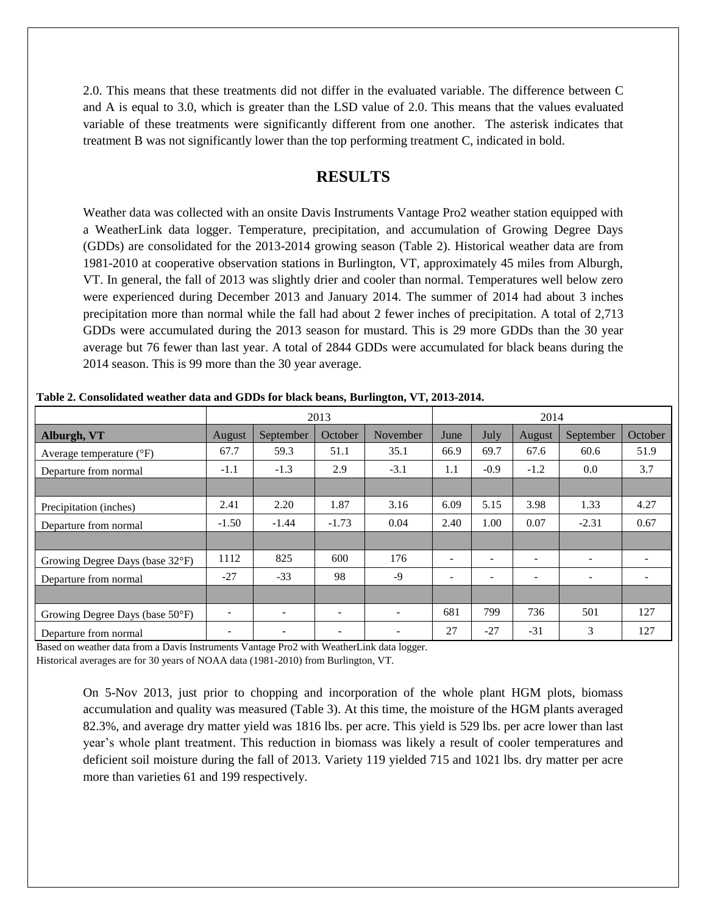2.0. This means that these treatments did not differ in the evaluated variable. The difference between C and A is equal to 3.0, which is greater than the LSD value of 2.0. This means that the values evaluated variable of these treatments were significantly different from one another. The asterisk indicates that treatment B was not significantly lower than the top performing treatment C, indicated in bold.

## RESULTS

Weather data was collected with an onsite Davis Instruments Vantage Pro2 weather station equipped with a WeatherLink data logger. Temperature, precipitation, and accumulation of Growing Degree Days (GDDs) are consolidated for the 2013-2014 growing season (Table 2). Historical weather data are from 1981-2010 at cooperative observation stations in Burlington, VT, approximately 45 miles from Alburgh, VT. In general, the fall of 2013 was slightly drier and cooler than normal. Temperatures well below zero were experienced during December 2013 and January 2014. The summer of 2014 had about 3 inches precipitation more than normal while the fall had about 2 fewer inches of precipitation. A total of 2,713 GDDs were accumulated during the 2013 season for mustard. This is 29 more GDDs than the 30 year average but 76 fewer than last year. A total of 2844 GDDs were accumulated for black beans during the 2014 season. This is 99 more than the 30 year average.

**Table 2. Consolidated weather data and GDDs for black beans, Burlington, VT, 2013-2014.**

| | 2013 | | | | 2014 | | | | |
|---|---|---|---|---|---|---|---|---|---|
| **Alburgh, VT** | August | September | October | November | June | July | August | September | October |
| Average temperature (°F) | 67.7 | 59.3 | 51.1 | 35.1 | 66.9 | 69.7 | 67.6 | 60.6 | 51.9 |
| Departure from normal | -1.1 | -1.3 | 2.9 | -3.1 | 1.1 | -0.9 | -1.2 | 0.0 | 3.7 |
| | | | | | | | | | |
| Precipitation (inches) | 2.41 | 2.20 | 1.87 | 3.16 | 6.09 | 5.15 | 3.98 | 1.33 | 4.27 |
| Departure from normal | -1.50 | -1.44 | -1.73 | 0.04 | 2.40 | 1.00 | 0.07 | -2.31 | 0.67 |
| | | | | | | | | | |
| Growing Degree Days (base 32°F) | 1112 | 825 | 600 | 176 | - | - | - | - | - |
| Departure from normal | -27 | -33 | 98 | -9 | - | - | - | - | - |
| | | | | | | | | | |
| Growing Degree Days (base 50°F) | - | - | - | - | 681 | 799 | 736 | 501 | 127 |
| Departure from normal | - | - | - | - | 27 | -27 | -31 | 3 | 127 |

Based on weather data from a Davis Instruments Vantage Pro2 with WeatherLink data logger.
Historical averages are for 30 years of NOAA data (1981-2010) from Burlington, VT.

On 5-Nov 2013, just prior to chopping and incorporation of the whole plant HGM plots, biomass accumulation and quality was measured (Table 3). At this time, the moisture of the HGM plants averaged 82.3%, and average dry matter yield was 1816 lbs. per acre. This yield is 529 lbs. per acre lower than last year's whole plant treatment. This reduction in biomass was likely a result of cooler temperatures and deficient soil moisture during the fall of 2013. Variety 119 yielded 715 and 1021 lbs. dry matter per acre more than varieties 61 and 199 respectively.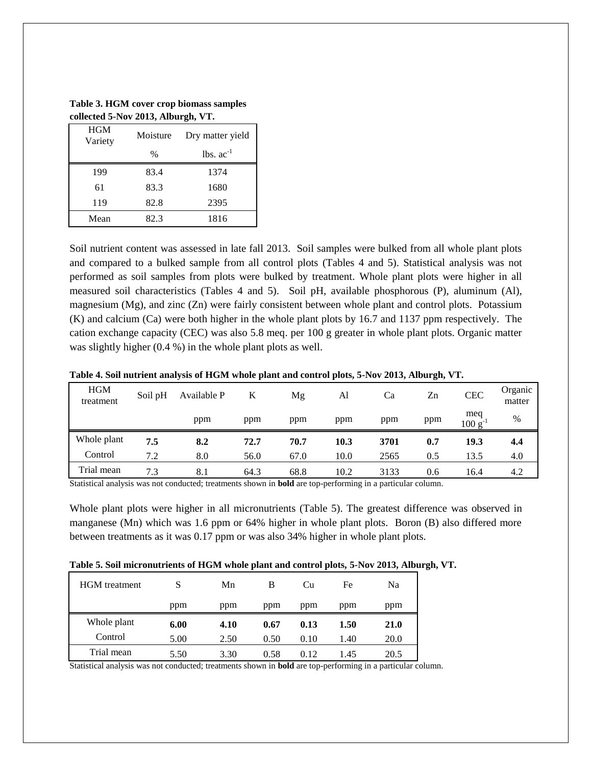**Table 3. HGM cover crop biomass samples collected 5-Nov 2013, Alburgh, VT.**

| HGM Variety | Moisture | Dry matter yield |
|---|---|---|
| | % | lbs. $ac^{-1}$ |
| 199 | 83.4 | 1374 |
| 61 | 83.3 | 1680 |
| 119 | 82.8 | 2395 |
| Mean | 82.3 | 1816 |

Soil nutrient content was assessed in late fall 2013. Soil samples were bulked from all whole plant plots and compared to a bulked sample from all control plots (Tables 4 and 5). Statistical analysis was not performed as soil samples from plots were bulked by treatment. Whole plant plots were higher in all measured soil characteristics (Tables 4 and 5). Soil pH, available phosphorous (P), aluminum (Al), magnesium (Mg), and zinc (Zn) were fairly consistent between whole plant and control plots. Potassium (K) and calcium (Ca) were both higher in the whole plant plots by 16.7 and 1137 ppm respectively. The cation exchange capacity (CEC) was also 5.8 meq. per 100 g greater in whole plant plots. Organic matter was slightly higher (0.4 %) in the whole plant plots as well.

**Table 4. Soil nutrient analysis of HGM whole plant and control plots, 5-Nov 2013, Alburgh, VT.**

| HGM treatment | Soil pH | Available P | K | Mg | Al | Ca | Zn | CEC | Organic matter |
|---|---|---|---|---|---|---|---|---|---|
| | | ppm | ppm | ppm | ppm | ppm | ppm | meq 100 $g^{-1}$ | % |
| Whole plant | **7.5** | **8.2** | **72.7** | **70.7** | **10.3** | **3701** | **0.7** | **19.3** | **4.4** |
| Control | 7.2 | 8.0 | 56.0 | 67.0 | 10.0 | 2565 | 0.5 | 13.5 | 4.0 |
| Trial mean | 7.3 | 8.1 | 64.3 | 68.8 | 10.2 | 3133 | 0.6 | 16.4 | 4.2 |

Statistical analysis was not conducted; treatments shown in **bold** are top-performing in a particular column.

Whole plant plots were higher in all micronutrients (Table 5). The greatest difference was observed in manganese (Mn) which was 1.6 ppm or 64% higher in whole plant plots. Boron (B) also differed more between treatments as it was 0.17 ppm or was also 34% higher in whole plant plots.

**Table 5. Soil micronutrients of HGM whole plant and control plots, 5-Nov 2013, Alburgh, VT.**

| HGM treatment | S | Mn | B | Cu | Fe | Na |
|---|---|---|---|---|---|---|
| | ppm | ppm | ppm | ppm | ppm | ppm |
| Whole plant | **6.00** | **4.10** | **0.67** | **0.13** | **1.50** | **21.0** |
| Control | 5.00 | 2.50 | 0.50 | 0.10 | 1.40 | 20.0 |
| Trial mean | 5.50 | 3.30 | 0.58 | 0.12 | 1.45 | 20.5 |

Statistical analysis was not conducted; treatments shown in **bold** are top-performing in a particular column.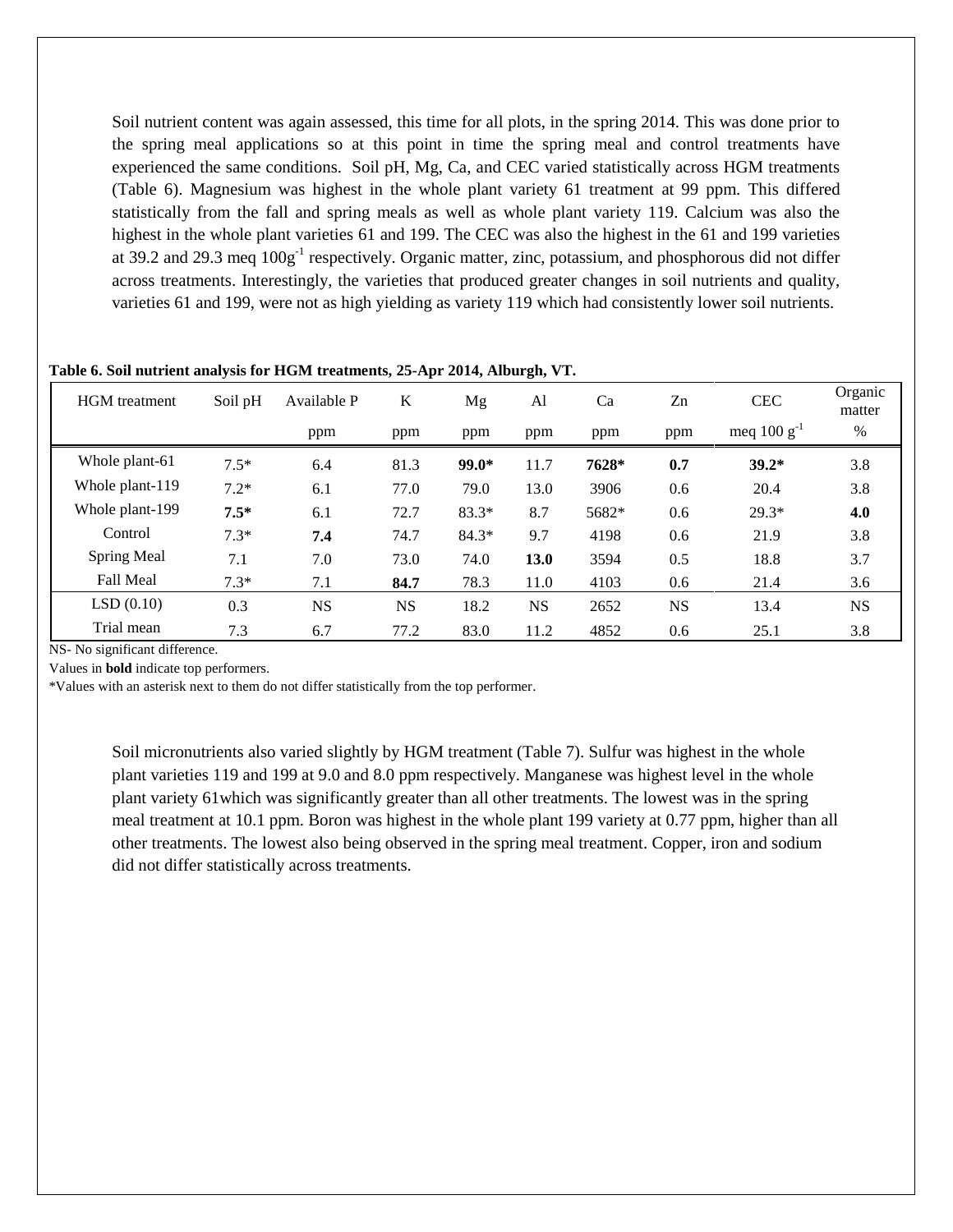Soil nutrient content was again assessed, this time for all plots, in the spring 2014. This was done prior to the spring meal applications so at this point in time the spring meal and control treatments have experienced the same conditions. Soil pH, Mg, Ca, and CEC varied statistically across HGM treatments (Table 6). Magnesium was highest in the whole plant variety 61 treatment at 99 ppm. This differed statistically from the fall and spring meals as well as whole plant variety 119. Calcium was also the highest in the whole plant varieties 61 and 199. The CEC was also the highest in the 61 and 199 varieties at 39.2 and 29.3 meq $100g^{-1}$ respectively. Organic matter, zinc, potassium, and phosphorous did not differ across treatments. Interestingly, the varieties that produced greater changes in soil nutrients and quality, varieties 61 and 199, were not as high yielding as variety 119 which had consistently lower soil nutrients.

**Table 6. Soil nutrient analysis for HGM treatments, 25-Apr 2014, Alburgh, VT.**

| HGM treatment | Soil pH | Available P | K | Mg | Al | Ca | Zn | CEC | Organic matter |
|---|---|---|---|---|---|---|---|---|---|
| | | ppm | ppm | ppm | ppm | ppm | ppm | meq 100 $g^{-1}$ | % |
| Whole plant-61 | 7.5* | 6.4 | 81.3 | **99.0*** | 11.7 | **7628*** | **0.7** | **39.2*** | 3.8 |
| Whole plant-119 | 7.2* | 6.1 | 77.0 | 79.0 | 13.0 | 3906 | 0.6 | 20.4 | 3.8 |
| Whole plant-199 | **7.5*** | 6.1 | 72.7 | 83.3* | 8.7 | 5682* | 0.6 | 29.3* | **4.0** |
| Control | 7.3* | **7.4** | 74.7 | 84.3* | 9.7 | 4198 | 0.6 | 21.9 | 3.8 |
| Spring Meal | 7.1 | 7.0 | 73.0 | 74.0 | **13.0** | 3594 | 0.5 | 18.8 | 3.7 |
| Fall Meal | 7.3* | 7.1 | **84.7** | 78.3 | 11.0 | 4103 | 0.6 | 21.4 | 3.6 |
| LSD (0.10) | 0.3 | NS | NS | 18.2 | NS | 2652 | NS | 13.4 | NS |
| Trial mean | 7.3 | 6.7 | 77.2 | 83.0 | 11.2 | 4852 | 0.6 | 25.1 | 3.8 |

NS- No significant difference.

Values in **bold** indicate top performers.

*Values with an asterisk next to them do not differ statistically from the top performer.

Soil micronutrients also varied slightly by HGM treatment (Table 7). Sulfur was highest in the whole plant varieties 119 and 199 at 9.0 and 8.0 ppm respectively. Manganese was highest level in the whole plant variety 61which was significantly greater than all other treatments. The lowest was in the spring meal treatment at 10.1 ppm. Boron was highest in the whole plant 199 variety at 0.77 ppm, higher than all other treatments. The lowest also being observed in the spring meal treatment. Copper, iron and sodium did not differ statistically across treatments.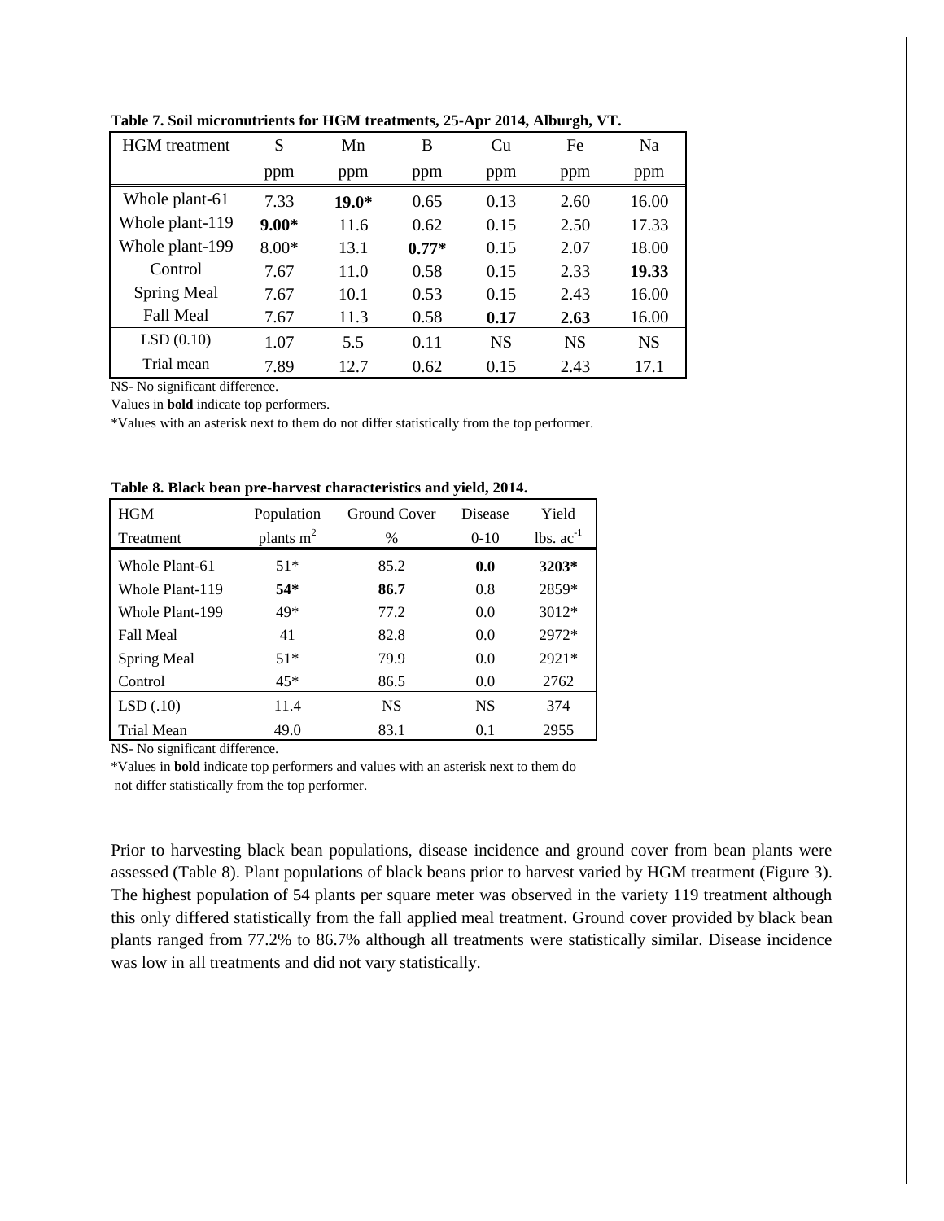**Table 7. Soil micronutrients for HGM treatments, 25-Apr 2014, Alburgh, VT.**

| HGM treatment | S | Mn | B | Cu | Fe | Na |
|---|---|---|---|---|---|---|
| | ppm | ppm | ppm | ppm | ppm | ppm |
| Whole plant-61 | 7.33 | **19.0*** | 0.65 | 0.13 | 2.60 | 16.00 |
| Whole plant-119 | **9.00*** | 11.6 | 0.62 | 0.15 | 2.50 | 17.33 |
| Whole plant-199 | 8.00* | 13.1 | **0.77*** | 0.15 | 2.07 | 18.00 |
| Control | 7.67 | 11.0 | 0.58 | 0.15 | 2.33 | **19.33** |
| Spring Meal | 7.67 | 10.1 | 0.53 | 0.15 | 2.43 | 16.00 |
| Fall Meal | 7.67 | 11.3 | 0.58 | **0.17** | **2.63** | 16.00 |
| LSD (0.10) | 1.07 | 5.5 | 0.11 | NS | NS | NS |
| Trial mean | 7.89 | 12.7 | 0.62 | 0.15 | 2.43 | 17.1 |

NS- No significant difference.

Values in **bold** indicate top performers.

*Values with an asterisk next to them do not differ statistically from the top performer.

**Table 8. Black bean pre-harvest characteristics and yield, 2014.**

| HGM Treatment | Population plants $m^2$ | Ground Cover % | Disease 0-10 | Yield lbs. $ac^{-1}$ |
|---|---|---|---|---|
| Whole Plant-61 | 51* | 85.2 | **0.0** | **3203*** |
| Whole Plant-119 | **54*** | **86.7** | 0.8 | 2859* |
| Whole Plant-199 | 49* | 77.2 | 0.0 | 3012* |
| Fall Meal | 41 | 82.8 | 0.0 | 2972* |
| Spring Meal | 51* | 79.9 | 0.0 | 2921* |
| Control | 45* | 86.5 | 0.0 | 2762 |
| LSD (.10) | 11.4 | NS | NS | 374 |
| Trial Mean | 49.0 | 83.1 | 0.1 | 2955 |

NS- No significant difference.

*Values in **bold** indicate top performers and values with an asterisk next to them do not differ statistically from the top performer.

Prior to harvesting black bean populations, disease incidence and ground cover from bean plants were assessed (Table 8). Plant populations of black beans prior to harvest varied by HGM treatment (Figure 3). The highest population of 54 plants per square meter was observed in the variety 119 treatment although this only differed statistically from the fall applied meal treatment. Ground cover provided by black bean plants ranged from 77.2% to 86.7% although all treatments were statistically similar. Disease incidence was low in all treatments and did not vary statistically.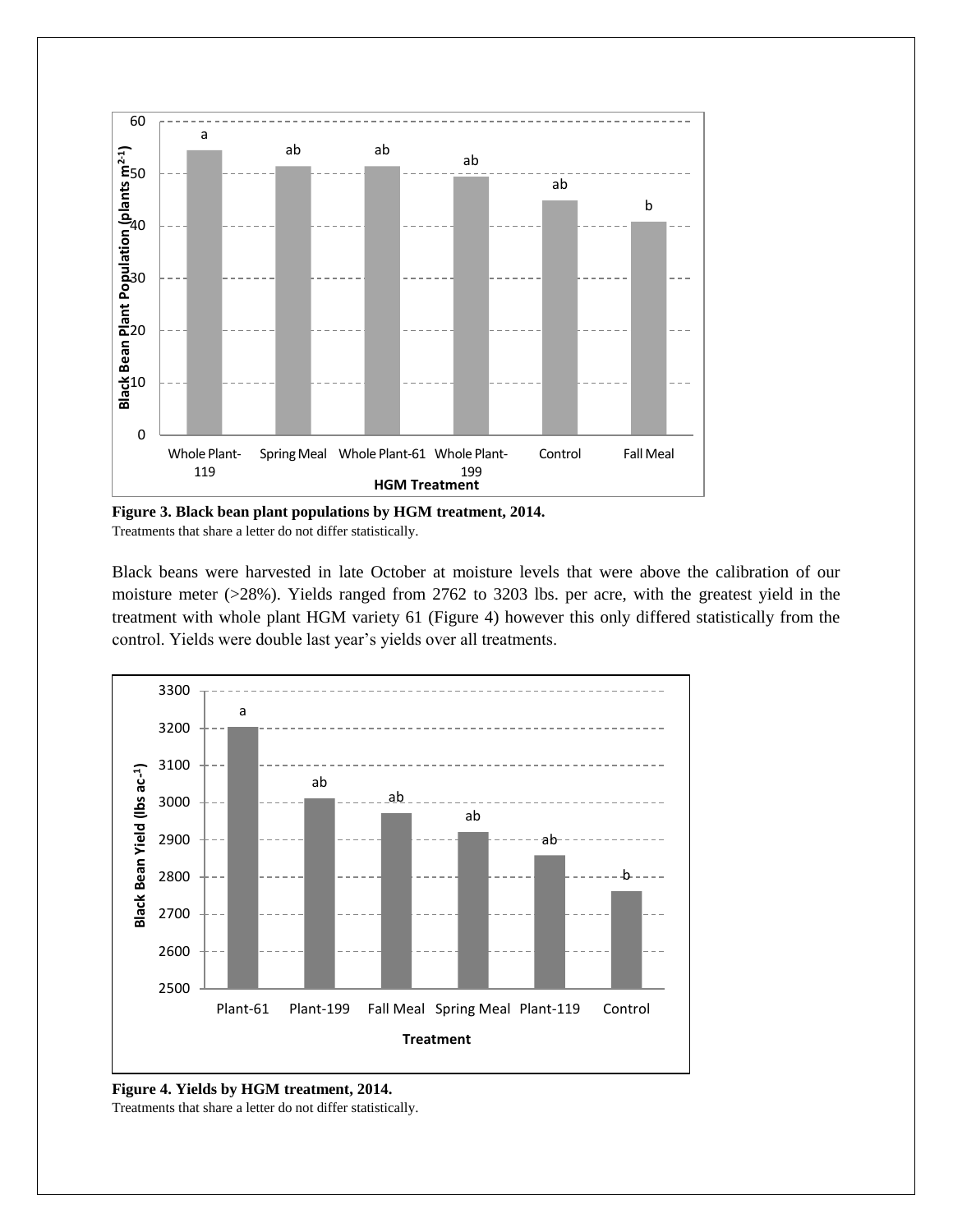**Figure 3. Black bean plant populations by HGM treatment, 2014.**
Treatments that share a letter do not differ statistically.

Black beans were harvested in late October at moisture levels that were above the calibration of our moisture meter (>28%). Yields ranged from 2762 to 3203 lbs. per acre, with the greatest yield in the treatment with whole plant HGM variety 61 (Figure 4) however this only differed statistically from the control. Yields were double last year's yields over all treatments.

**Figure 4. Yields by HGM treatment, 2014.**
Treatments that share a letter do not differ statistically.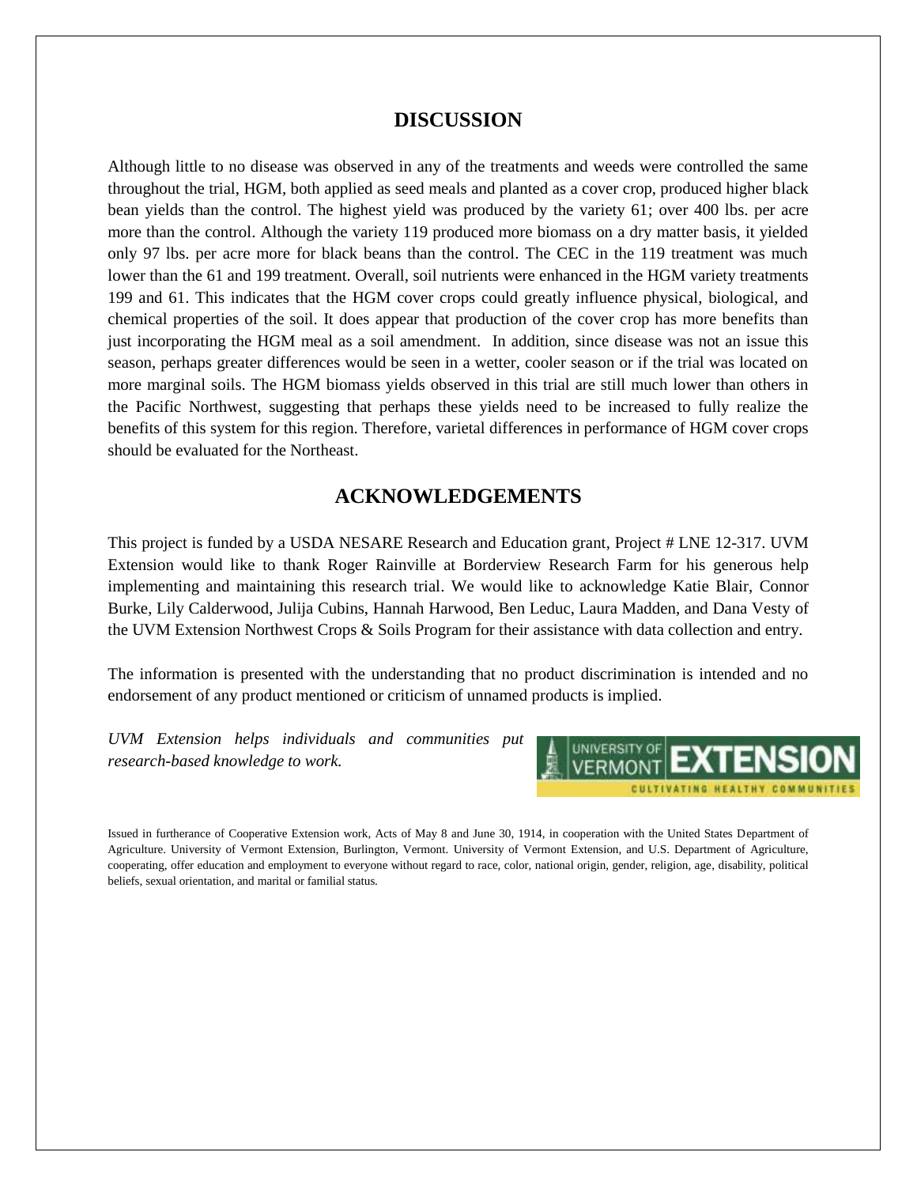## DISCUSSION

Although little to no disease was observed in any of the treatments and weeds were controlled the same throughout the trial, HGM, both applied as seed meals and planted as a cover crop, produced higher black bean yields than the control. The highest yield was produced by the variety 61; over 400 lbs. per acre more than the control. Although the variety 119 produced more biomass on a dry matter basis, it yielded only 97 lbs. per acre more for black beans than the control. The CEC in the 119 treatment was much lower than the 61 and 199 treatment. Overall, soil nutrients were enhanced in the HGM variety treatments 199 and 61. This indicates that the HGM cover crops could greatly influence physical, biological, and chemical properties of the soil. It does appear that production of the cover crop has more benefits than just incorporating the HGM meal as a soil amendment. In addition, since disease was not an issue this season, perhaps greater differences would be seen in a wetter, cooler season or if the trial was located on more marginal soils. The HGM biomass yields observed in this trial are still much lower than others in the Pacific Northwest, suggesting that perhaps these yields need to be increased to fully realize the benefits of this system for this region. Therefore, varietal differences in performance of HGM cover crops should be evaluated for the Northeast.

## ACKNOWLEDGEMENTS

This project is funded by a USDA NESARE Research and Education grant, Project # LNE 12-317. UVM Extension would like to thank Roger Rainville at Borderview Research Farm for his generous help implementing and maintaining this research trial. We would like to acknowledge Katie Blair, Connor Burke, Lily Calderwood, Julija Cubins, Hannah Harwood, Ben Leduc, Laura Madden, and Dana Vesty of the UVM Extension Northwest Crops & Soils Program for their assistance with data collection and entry.

The information is presented with the understanding that no product discrimination is intended and no endorsement of any product mentioned or criticism of unnamed products is implied.

*UVM Extension helps individuals and communities put research-based knowledge to work.*

UNIVERSITY OF VERMONT EXTENSION
CULTIVATING HEALTHY COMMUNITIES

Issued in furtherance of Cooperative Extension work, Acts of May 8 and June 30, 1914, in cooperation with the United States Department of Agriculture. University of Vermont Extension, Burlington, Vermont. University of Vermont Extension, and U.S. Department of Agriculture, cooperating, offer education and employment to everyone without regard to race, color, national origin, gender, religion, age, disability, political beliefs, sexual orientation, and marital or familial status.